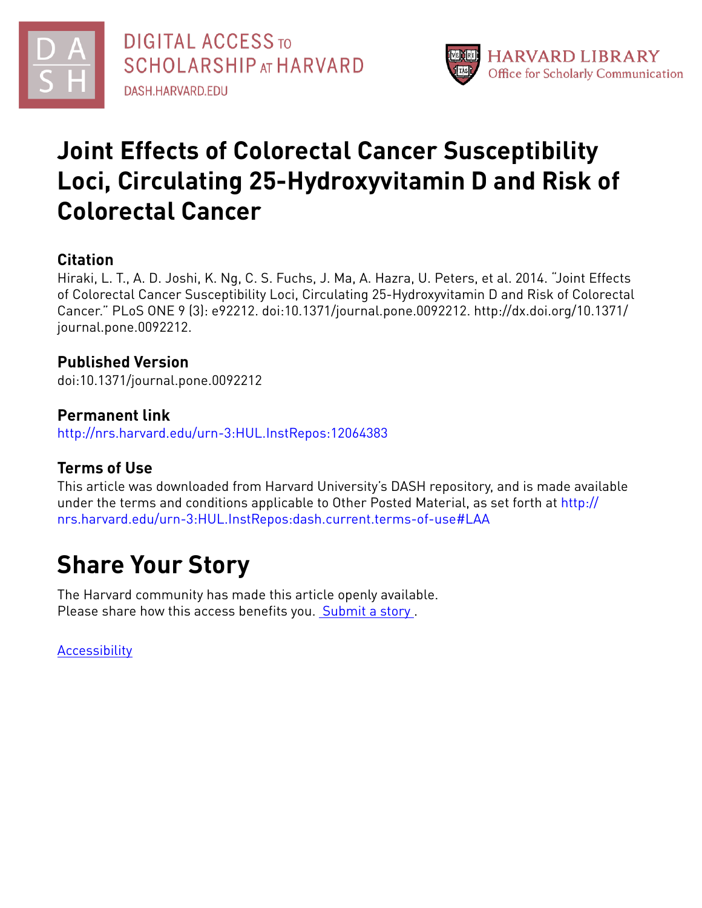# Joint Effects of Colorectal Cancer Susceptibility Loci, Circulating 25-Hydroxyvitamin D and Risk of Colorectal Cancer

## Citation

Hiraki, L. T., A. D. Joshi, K. Ng, C. S. Fuchs, J. Ma, A. Hazra, U. Peters, et al. 2014. "Joint Effects of Colorectal Cancer Susceptibility Loci, Circulating 25-Hydroxyvitamin D and Risk of Colorectal Cancer." PLoS ONE 9 (3): e92212. doi:10.1371/journal.pone.0092212. http://dx.doi.org/10.1371/journal.pone.0092212.

## Published Version

doi:10.1371/journal.pone.0092212

## Permanent link

http://nrs.harvard.edu/urn-3:HUL.InstRepos:12064383

## Terms of Use

This article was downloaded from Harvard University's DASH repository, and is made available under the terms and conditions applicable to Other Posted Material, as set forth at http://nrs.harvard.edu/urn-3:HUL.InstRepos:dash.current.terms-of-use#LAA

# Share Your Story

The Harvard community has made this article openly available.
Please share how this access benefits you. Submit a story .

Accessibility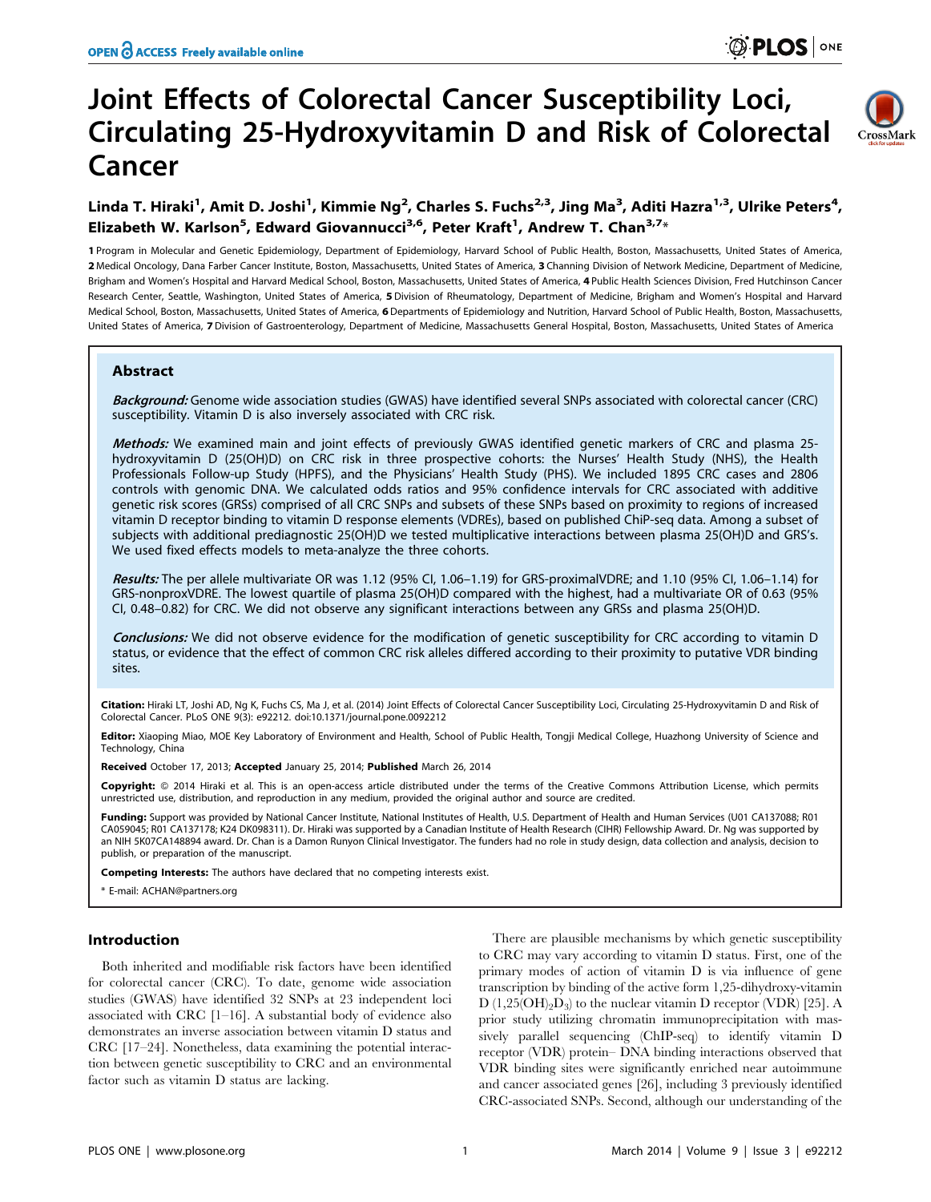# Joint Effects of Colorectal Cancer Susceptibility Loci, Circulating 25-Hydroxyvitamin D and Risk of Colorectal Cancer

Linda T. Hiraki[1], Amit D. Joshi[1], Kimmie Ng[2], Charles S. Fuchs[2,3], Jing Ma[3], Aditi Hazra[1,3], Ulrike Peters[4], Elizabeth W. Karlson[5], Edward Giovannucci[3,6], Peter Kraft[1], Andrew T. Chan[3,7]*

1 Program in Molecular and Genetic Epidemiology, Department of Epidemiology, Harvard School of Public Health, Boston, Massachusetts, United States of America, 2 Medical Oncology, Dana Farber Cancer Institute, Boston, Massachusetts, United States of America, 3 Channing Division of Network Medicine, Department of Medicine, Brigham and Women's Hospital and Harvard Medical School, Boston, Massachusetts, United States of America, 4 Public Health Sciences Division, Fred Hutchinson Cancer Research Center, Seattle, Washington, United States of America, 5 Division of Rheumatology, Department of Medicine, Brigham and Women's Hospital and Harvard Medical School, Boston, Massachusetts, United States of America, 6 Departments of Epidemiology and Nutrition, Harvard School of Public Health, Boston, Massachusetts, United States of America, 7 Division of Gastroenterology, Department of Medicine, Massachusetts General Hospital, Boston, Massachusetts, United States of America

## Abstract

***Background:*** Genome wide association studies (GWAS) have identified several SNPs associated with colorectal cancer (CRC) susceptibility. Vitamin D is also inversely associated with CRC risk.

***Methods:*** We examined main and joint effects of previously GWAS identified genetic markers of CRC and plasma 25-hydroxyvitamin D (25(OH)D) on CRC risk in three prospective cohorts: the Nurses' Health Study (NHS), the Health Professionals Follow-up Study (HPFS), and the Physicians' Health Study (PHS). We included 1895 CRC cases and 2806 controls with genomic DNA. We calculated odds ratios and 95% confidence intervals for CRC associated with additive genetic risk scores (GRSs) comprised of all CRC SNPs and subsets of these SNPs based on proximity to regions of increased vitamin D receptor binding to vitamin D response elements (VDREs), based on published ChiP-seq data. Among a subset of subjects with additional prediagnostic 25(OH)D we tested multiplicative interactions between plasma 25(OH)D and GRS's. We used fixed effects models to meta-analyze the three cohorts.

***Results:*** The per allele multivariate OR was 1.12 (95% CI, 1.06–1.19) for GRS-proximalVDRE; and 1.10 (95% CI, 1.06–1.14) for GRS-nonproxVDRE. The lowest quartile of plasma 25(OH)D compared with the highest, had a multivariate OR of 0.63 (95% CI, 0.48–0.82) for CRC. We did not observe any significant interactions between any GRSs and plasma 25(OH)D.

***Conclusions:*** We did not observe evidence for the modification of genetic susceptibility for CRC according to vitamin D status, or evidence that the effect of common CRC risk alleles differed according to their proximity to putative VDR binding sites.

**Citation:** Hiraki LT, Joshi AD, Ng K, Fuchs CS, Ma J, et al. (2014) Joint Effects of Colorectal Cancer Susceptibility Loci, Circulating 25-Hydroxyvitamin D and Risk of Colorectal Cancer. PLoS ONE 9(3): e92212. doi:10.1371/journal.pone.0092212

**Editor:** Xiaoping Miao, MOE Key Laboratory of Environment and Health, School of Public Health, Tongji Medical College, Huazhong University of Science and Technology, China

**Received** October 17, 2013; **Accepted** January 25, 2014; **Published** March 26, 2014

**Copyright:** © 2014 Hiraki et al. This is an open-access article distributed under the terms of the Creative Commons Attribution License, which permits unrestricted use, distribution, and reproduction in any medium, provided the original author and source are credited.

**Funding:** Support was provided by National Cancer Institute, National Institutes of Health, U.S. Department of Health and Human Services (U01 CA137088; R01 CA059045; R01 CA137178; K24 DK098311). Dr. Hiraki was supported by a Canadian Institute of Health Research (CIHR) Fellowship Award. Dr. Ng was supported by an NIH 5K07CA148894 award. Dr. Chan is a Damon Runyon Clinical Investigator. The funders had no role in study design, data collection and analysis, decision to publish, or preparation of the manuscript.

**Competing Interests:** The authors have declared that no competing interests exist.

* E-mail: ACHAN@partners.org

## Introduction

Both inherited and modifiable risk factors have been identified for colorectal cancer (CRC). To date, genome wide association studies (GWAS) have identified 32 SNPs at 23 independent loci associated with CRC [1–16]. A substantial body of evidence also demonstrates an inverse association between vitamin D status and CRC [17–24]. Nonetheless, data examining the potential interaction between genetic susceptibility to CRC and an environmental factor such as vitamin D status are lacking.

There are plausible mechanisms by which genetic susceptibility to CRC may vary according to vitamin D status. First, one of the primary modes of action of vitamin D is via influence of gene transcription by binding of the active form 1,25-dihydroxy-vitamin D ($1,25(OH)_2D_3$) to the nuclear vitamin D receptor (VDR) [25]. A prior study utilizing chromatin immunoprecipitation with massively parallel sequencing (ChIP-seq) to identify vitamin D receptor (VDR) protein– DNA binding interactions observed that VDR binding sites were significantly enriched near autoimmune and cancer associated genes [26], including 3 previously identified CRC-associated SNPs. Second, although our understanding of the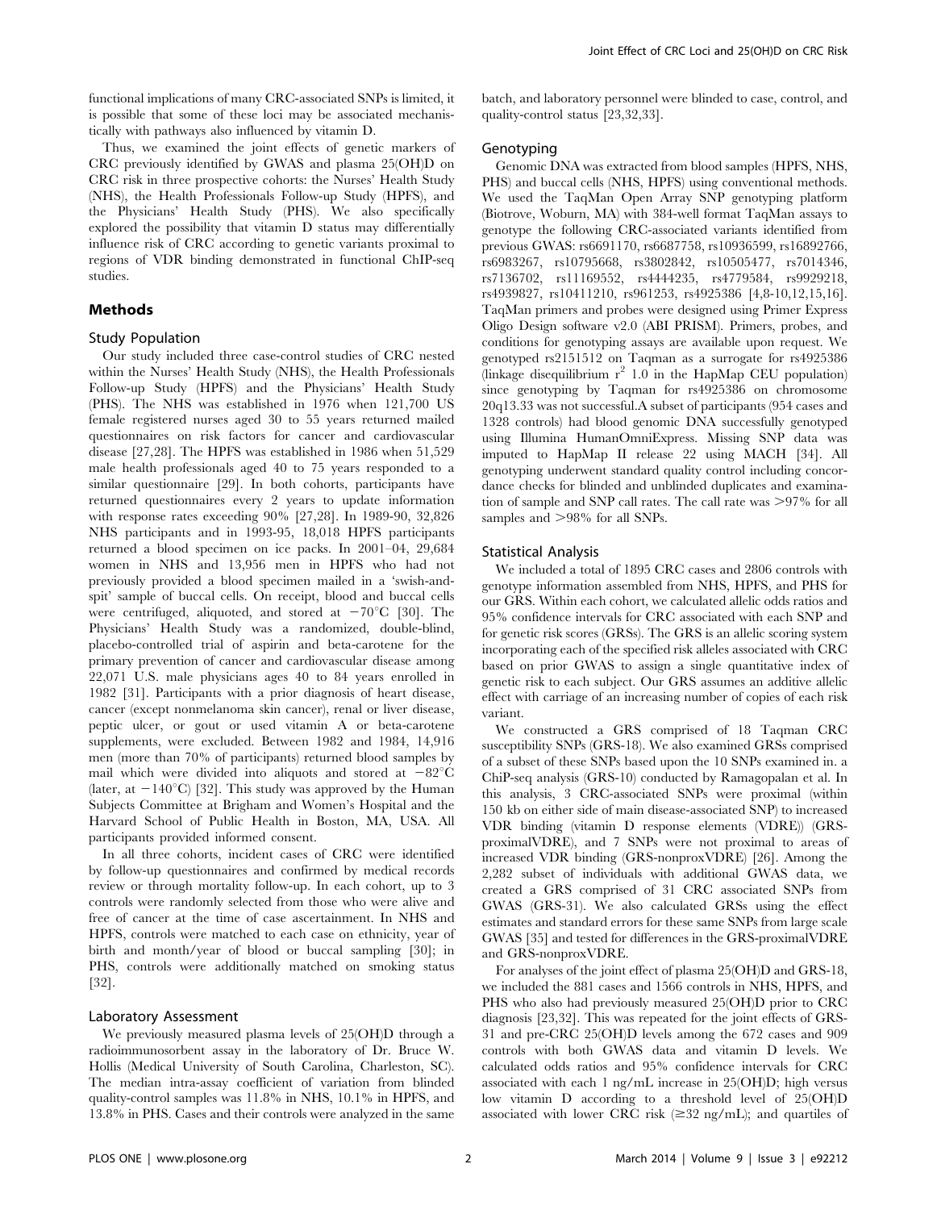functional implications of many CRC-associated SNPs is limited, it is possible that some of these loci may be associated mechanistically with pathways also influenced by vitamin D.

Thus, we examined the joint effects of genetic markers of CRC previously identified by GWAS and plasma 25(OH)D on CRC risk in three prospective cohorts: the Nurses' Health Study (NHS), the Health Professionals Follow-up Study (HPFS), and the Physicians' Health Study (PHS). We also specifically explored the possibility that vitamin D status may differentially influence risk of CRC according to genetic variants proximal to regions of VDR binding demonstrated in functional ChIP-seq studies.

## Methods

### Study Population

Our study included three case-control studies of CRC nested within the Nurses' Health Study (NHS), the Health Professionals Follow-up Study (HPFS) and the Physicians' Health Study (PHS). The NHS was established in 1976 when 121,700 US female registered nurses aged 30 to 55 years returned mailed questionnaires on risk factors for cancer and cardiovascular disease [27,28]. The HPFS was established in 1986 when 51,529 male health professionals aged 40 to 75 years responded to a similar questionnaire [29]. In both cohorts, participants have returned questionnaires every 2 years to update information with response rates exceeding 90% [27,28]. In 1989-90, 32,826 NHS participants and in 1993-95, 18,018 HPFS participants returned a blood specimen on ice packs. In 2001–04, 29,684 women in NHS and 13,956 men in HPFS who had not previously provided a blood specimen mailed in a 'swish-and-spit' sample of buccal cells. On receipt, blood and buccal cells were centrifuged, aliquoted, and stored at −70°C [30]. The Physicians' Health Study was a randomized, double-blind, placebo-controlled trial of aspirin and beta-carotene for the primary prevention of cancer and cardiovascular disease among 22,071 U.S. male physicians ages 40 to 84 years enrolled in 1982 [31]. Participants with a prior diagnosis of heart disease, cancer (except nonmelanoma skin cancer), renal or liver disease, peptic ulcer, or gout or used vitamin A or beta-carotene supplements, were excluded. Between 1982 and 1984, 14,916 men (more than 70% of participants) returned blood samples by mail which were divided into aliquots and stored at −82°C (later, at −140°C) [32]. This study was approved by the Human Subjects Committee at Brigham and Women's Hospital and the Harvard School of Public Health in Boston, MA, USA. All participants provided informed consent.

In all three cohorts, incident cases of CRC were identified by follow-up questionnaires and confirmed by medical records review or through mortality follow-up. In each cohort, up to 3 controls were randomly selected from those who were alive and free of cancer at the time of case ascertainment. In NHS and HPFS, controls were matched to each case on ethnicity, year of birth and month/year of blood or buccal sampling [30]; in PHS, controls were additionally matched on smoking status [32].

### Laboratory Assessment

We previously measured plasma levels of 25(OH)D through a radioimmunosorbent assay in the laboratory of Dr. Bruce W. Hollis (Medical University of South Carolina, Charleston, SC). The median intra-assay coefficient of variation from blinded quality-control samples was 11.8% in NHS, 10.1% in HPFS, and 13.8% in PHS. Cases and their controls were analyzed in the same batch, and laboratory personnel were blinded to case, control, and quality-control status [23,32,33].

### Genotyping

Genomic DNA was extracted from blood samples (HPFS, NHS, PHS) and buccal cells (NHS, HPFS) using conventional methods. We used the TaqMan Open Array SNP genotyping platform (Biotrove, Woburn, MA) with 384-well format TaqMan assays to genotype the following CRC-associated variants identified from previous GWAS: rs6691170, rs6687758, rs10936599, rs16892766, rs6983267, rs10795668, rs3802842, rs10505477, rs7014346, rs7136702, rs11169552, rs4444235, rs4779584, rs9929218, rs4939827, rs10411210, rs961253, rs4925386 [4,8-10,12,15,16]. TaqMan primers and probes were designed using Primer Express Oligo Design software v2.0 (ABI PRISM). Primers, probes, and conditions for genotyping assays are available upon request. We genotyped rs2151512 on Taqman as a surrogate for rs4925386 (linkage disequilibrium $r^2$ 1.0 in the HapMap CEU population) since genotyping by Taqman for rs4925386 on chromosome 20q13.33 was not successful.A subset of participants (954 cases and 1328 controls) had blood genomic DNA successfully genotyped using Illumina HumanOmniExpress. Missing SNP data was imputed to HapMap II release 22 using MACH [34]. All genotyping underwent standard quality control including concordance checks for blinded and unblinded duplicates and examination of sample and SNP call rates. The call rate was >97% for all samples and >98% for all SNPs.

### Statistical Analysis

We included a total of 1895 CRC cases and 2806 controls with genotype information assembled from NHS, HPFS, and PHS for our GRS. Within each cohort, we calculated allelic odds ratios and 95% confidence intervals for CRC associated with each SNP and for genetic risk scores (GRSs). The GRS is an allelic scoring system incorporating each of the specified risk alleles associated with CRC based on prior GWAS to assign a single quantitative index of genetic risk to each subject. Our GRS assumes an additive allelic effect with carriage of an increasing number of copies of each risk variant.

We constructed a GRS comprised of 18 Taqman CRC susceptibility SNPs (GRS-18). We also examined GRSs comprised of a subset of these SNPs based upon the 10 SNPs examined in. a ChiP-seq analysis (GRS-10) conducted by Ramagopalan et al. In this analysis, 3 CRC-associated SNPs were proximal (within 150 kb on either side of main disease-associated SNP) to increased VDR binding (vitamin D response elements (VDRE)) (GRS-proximalVDRE), and 7 SNPs were not proximal to areas of increased VDR binding (GRS-nonproxVDRE) [26]. Among the 2,282 subset of individuals with additional GWAS data, we created a GRS comprised of 31 CRC associated SNPs from GWAS (GRS-31). We also calculated GRSs using the effect estimates and standard errors for these same SNPs from large scale GWAS [35] and tested for differences in the GRS-proximalVDRE and GRS-nonproxVDRE.

For analyses of the joint effect of plasma 25(OH)D and GRS-18, we included the 881 cases and 1566 controls in NHS, HPFS, and PHS who also had previously measured 25(OH)D prior to CRC diagnosis [23,32]. This was repeated for the joint effects of GRS-31 and pre-CRC 25(OH)D levels among the 672 cases and 909 controls with both GWAS data and vitamin D levels. We calculated odds ratios and 95% confidence intervals for CRC associated with each 1 ng/mL increase in 25(OH)D; high versus low vitamin D according to a threshold level of 25(OH)D associated with lower CRC risk (≥32 ng/mL); and quartiles of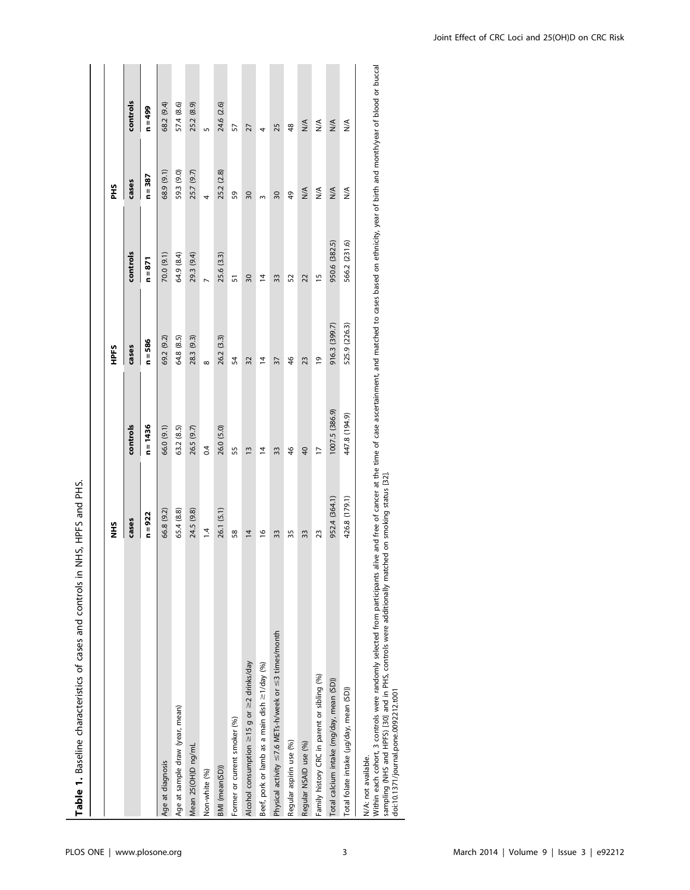**Table 1.** Baseline characteristics of cases and controls in NHS, HPFS and PHS.

| | NHS | | HPFS | | PHS | |
|---|---|---|---|---|---|---|
| | cases | controls | cases | controls | cases | controls |
| | n = 922 | n = 1436 | n = 586 | n = 871 | n = 387 | n = 499 |
| Age at diagnosis | 66.8 (9.2) | 66.0 (9.1) | 69.2 (9.2) | 70.0 (9.1) | 68.9 (9.1) | 68.2 (9.4) |
| Age at sample draw (year, mean) | 65.4 (8.8) | 63.2 (8.5) | 64.8 (8.5) | 64.9 (8.4) | 59.3 (9.0) | 57.4 (8.6) |
| Mean 25(OH)D ng/mL | 24.5 (9.8) | 26.5 (9.7) | 28.3 (9.3) | 29.3 (9.4) | 25.7 (9.7) | 25.2 (8.9) |
| Non-white (%) | 1.4 | 0.4 | 8 | 7 | 4 | 5 |
| BMI (mean(SD)) | 26.1 (5.1) | 26.0 (5.0) | 26.2 (3.3) | 25.6 (3.3) | 25.2 (2.8) | 24.6 (2.6) |
| Former or current smoker (%) | 58 | 55 | 54 | 51 | 59 | 57 |
| Alcohol consumption ≥15 g or ≥2 drinks/day | 14 | 13 | 32 | 30 | 30 | 27 |
| Beef, pork or lamb as a main dish ≥1/day (%) | 16 | 14 | 14 | 14 | 3 | 4 |
| Physical activity ≤7.6 METs-h/week or ≤3 times/month | 33 | 33 | 37 | 33 | 30 | 25 |
| Regular aspirin use (%) | 35 | 46 | 46 | 52 | 49 | 48 |
| Regular NSAID use (%) | 33 | 40 | 23 | 22 | N/A | N/A |
| Family history CRC in parent or sibling (%) | 23 | 17 | 19 | 15 | N/A | N/A |
| Total calcium intake (mg/day, mean (SD)) | 952.4 (364.1) | 1007.5 (386.9) | 916.3 (399.7) | 950.6 (382.5) | N/A | N/A |
| Total folate intake (μg/day, mean (SD)) | 426.8 (179.1) | 447.8 (194.9) | 525.9 (226.3) | 566.2 (231.6) | N/A | N/A |

N/A: not available.

Within each cohort, 3 controls were randomly selected from participants alive and free of cancer at the time of case ascertainment, and matched to cases based on ethnicity, year of birth and month/year of blood or buccal sampling (NHS and HPFS) [30] and in PHS, controls were additionally matched on smoking status [32].

doi:10.1371/journal.pone.0092212.t001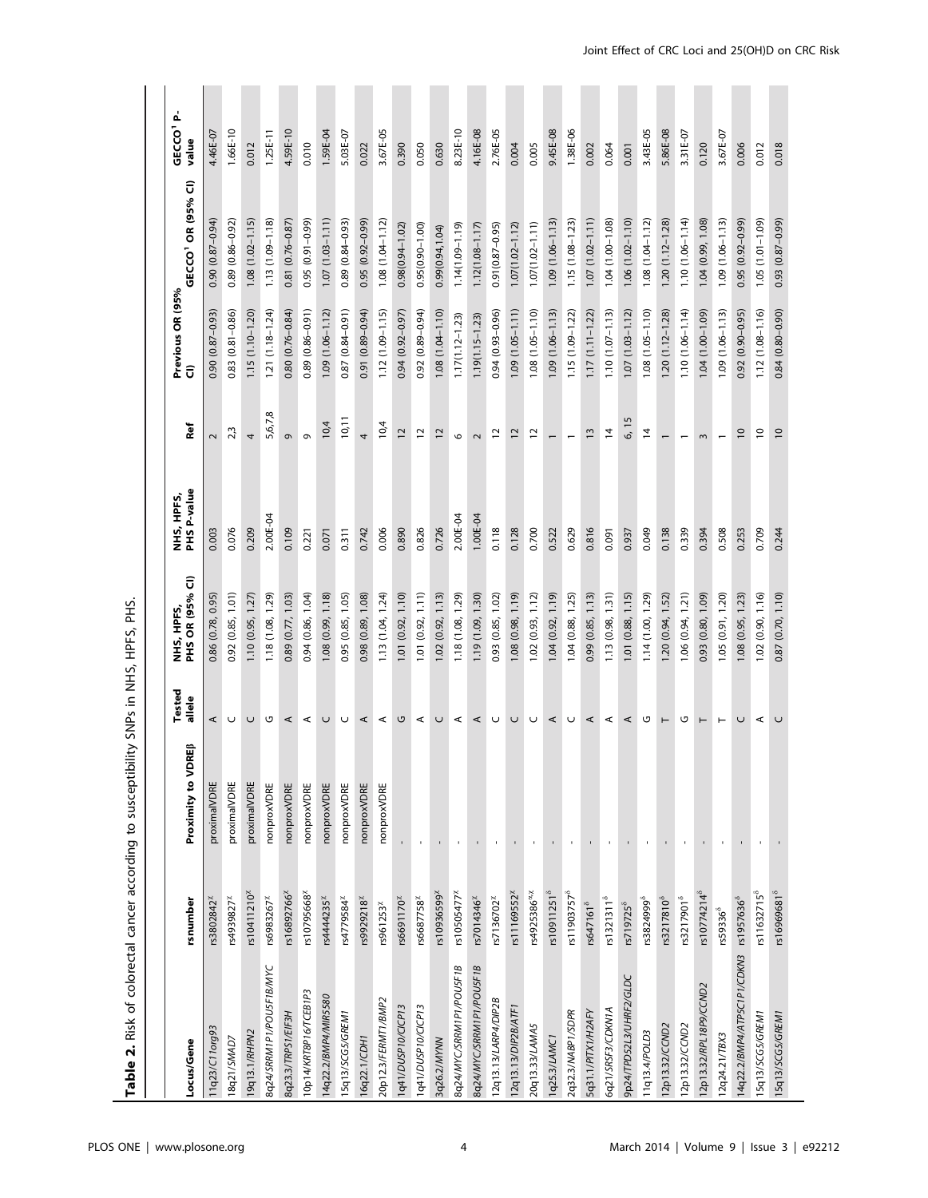**Table 2.** Risk of colorectal cancer according to susceptibility SNPs in NHS, HPFS, PHS.

| Locus/Gene | rsnumber | Proximity to VDREβ | Tested allele | NHS, HPFS, PHS OR (95% CI) | NHS, HPFS, PHS P-value | Ref | Previous OR (95% CI) | GECCO[1] OR (95% CI) | GECCO[1] P-value |
|---|---|---|---|---|---|---|---|---|---|
| 11q23/*C11orf93* | rs3802842[χ] | proximalVDRE | A | 0.86 (0.78, 0.95) | 0.003 | 2 | 0.90 (0.87–0.93) | 0.90 (0.87–0.94) | 4.46E-07 |
| 18q21/*SMAD7* | rs4939827[χ] | proximalVDRE | C | 0.92 (0.85, 1.01) | 0.076 | 2,3 | 0.83 (0.81–0.86) | 0.89 (0.86–0.92) | 1.66E-10 |
| 19q13.1/*RHPN2* | rs10411210[χ] | proximalVDRE | C | 1.10 (0.95, 1.27) | 0.209 | 4 | 1.15 (1.10–1.20) | 1.08 (1.02–1.15) | 0.012 |
| 8q24/*SRRM1P1/POU5F1B/MYC* | rs6983267[χ] | nonproxVDRE | G | 1.18 (1.08, 1.29) | 2.00E-04 | 5,6,7,8 | 1.21 (1.18–1.24) | 1.13 (1.09–1.18) | 1.25E-11 |
| 8q23.3/*TRPS1/EIF3H* | rs16892766[χ] | nonproxVDRE | A | 0.89 (0.77, 1.03) | 0.109 | 9 | 0.80 (0.76–0.84) | 0.81 (0.76–0.87) | 4.59E-10 |
| 10p14/*KRT8P16/TCEB1P3* | rs10795668[χ] | nonproxVDRE | A | 0.94 (0.86, 1.04) | 0.221 | 9 | 0.89 (0.86–0.91) | 0.95 (0.91–0.99) | 0.010 |
| 14q22.2/*BMP4/MIR5580* | rs4444235[χ] | nonproxVDRE | C | 1.08 (0.99, 1.18) | 0.071 | 10,4 | 1.09 (1.06–1.12) | 1.07 (1.03–1.11) | 1.59E-04 |
| 15q13/*SCG5/GREM1* | rs4779584[χ] | nonproxVDRE | C | 0.95 (0.85, 1.05) | 0.311 | 10,11 | 0.87 (0.84–0.91) | 0.89 (0.84–0.93) | 5.03E-07 |
| 16q22.1/*CDH1* | rs9929218[χ] | nonproxVDRE | A | 0.98 (0.89, 1.08) | 0.742 | 4 | 0.91 (0.89–0.94) | 0.95 (0.92–0.99) | 0.022 |
| 20p12.3/*FERMT1/BMP2* | rs961253[χ] | nonproxVDRE | A | 1.13 (1.04, 1.24) | 0.006 | 10,4 | 1.12 (1.09–1.15) | 1.08 (1.04–1.12) | 3.67E-05 |
| 1q41/*DUSP10/CICP13* | rs6691170[χ] | - | G | 1.01 (0.92, 1.10) | 0.890 | 12 | 0.94 (0.92–0.97) | 0.98(0.94–1.02) | 0.390 |
| 1q41/*DUSP10/CICP13* | rs6687758[χ] | - | A | 1.01 (0.92, 1.11) | 0.826 | 12 | 0.92 (0.89–0.94) | 0.95(0.90–1.00) | 0.050 |
| 3q26.2/*MYNN* | rs10936599[χ] | - | C | 1.02 (0.92, 1.13) | 0.726 | 12 | 1.08 (1.04–1.10) | 0.99(0.94,1.04) | 0.630 |
| 8q24/*MYC/SRRM1P1/POU5F1B* | rs10505477[χ] | - | A | 1.18 (1.08, 1.29) | 2.00E-04 | 6 | 1.17(1.12–1.23) | 1.14(1.09–1.19) | 8.23E-10 |
| 8q24/*MYC/SRRM1P1/POU5F1B* | rs7014346[χ] | - | A | 1.19 (1.09, 1.30) | 1.00E-04 | 2 | 1.19(1.15–1.23) | 1.12(1.08–1.17) | 4.16E-08 |
| 12q13.13/*LARP4/DIP2B* | rs7136702[χ] | - | C | 0.93 (0.85, 1.02) | 0.118 | 12 | 0.94 (0.93–0.96) | 0.91(0.87–0.95) | 2.76E-05 |
| 12q13.13/*DIP2B/ATF1* | rs11169552[χ] | - | C | 1.08 (0.98, 1.19) | 0.128 | 12 | 1.09 (1.05–1.11) | 1.07(1.02–1.12) | 0.004 |
| 20q13.33/*LAMA5* | rs4925386[*χ] | - | C | 1.02 (0.93, 1.12) | 0.700 | 12 | 1.08 (1.05–1.10) | 1.07(1.02–1.11) | 0.005 |
| 1q25.3/*LAMC1* | rs10911251[δ] | - | A | 1.04 (0.92, 1.19) | 0.522 | 1 | 1.09 (1.06–1.13) | 1.09 (1.06–1.13) | 9.45E-08 |
| 2q32.3/*NABP1/SDPR* | rs11903757[δ] | - | C | 1.04 (0.88, 1.25) | 0.629 | 1 | 1.15 (1.09–1.22) | 1.15 (1.08–1.23) | 1.38E-06 |
| 5q31.1/*PITX1/H2AFY* | rs647161[δ] | - | A | 0.99 (0.85, 1.13) | 0.816 | 13 | 1.17 (1.11–1.22) | 1.07 (1.02–1.11) | 0.002 |
| 6q21/*SRSF3/CDKN1A* | rs1321311[δ] | - | A | 1.13 (0.98, 1.31) | 0.091 | 14 | 1.10 (1.07–1.13) | 1.04 (1.00–1.08) | 0.064 |
| 9p24/*TPD52L3/UHRF2/GLDC* | rs719725[δ] | - | A | 1.01 (0.88, 1.15) | 0.937 | 6, 15 | 1.07 (1.03–1.12) | 1.06 (1.02–1.10) | 0.001 |
| 11q13.4/*POLD3* | rs3824999[δ] | - | G | 1.14 (1.00, 1.29) | 0.049 | 14 | 1.08 (1.05–1.10) | 1.08 (1.04–1.12) | 3.43E-05 |
| 12p13.32/*CCND2* | rs3217810[δ] | - | T | 1.20 (0.94, 1.52) | 0.138 | 1 | 1.20 (1.12–1.28) | 1.20 (1.12–1.28) | 5.86E-08 |
| 12p13.32/*CCND2* | rs3217901[δ] | - | G | 1.06 (0.94, 1.21) | 0.339 | 1 | 1.10 (1.06–1.14) | 1.10 (1.06–1.14) | 3.31E-07 |
| 12p13.32/*RPL18P9/CCND2* | rs10774214[δ] | - | T | 0.93 (0.80, 1.09) | 0.394 | 3 | 1.04 (1.00–1.09) | 1.04 (0.99, 1.08) | 0.120 |
| 12q24.21/*TBX3* | rs59336[δ] | - | T | 1.05 (0.91, 1.20) | 0.508 | 1 | 1.09 (1.06–1.13) | 1.09 (1.06–1.13) | 3.67E-07 |
| 14q22.2/*BMP4/ATP5C1P1/CDKN3* | rs1957636[δ] | - | C | 1.08 (0.95, 1.23) | 0.253 | 10 | 0.92 (0.90–0.95) | 0.95 (0.92–0.99) | 0.006 |
| 15q13/*SCG5/GREM1* | rs11632715[δ] | - | A | 1.02 (0.90, 1.16) | 0.709 | 10 | 1.12 (1.08–1.16) | 1.05 (1.01–1.09) | 0.012 |
| 15q13/*SCG5/GREM1* | rs16969681[δ] | - | C | 0.87 (0.70, 1.10) | 0.244 | 10 | 0.84 (0.80–0.90) | 0.93 (0.87–0.99) | 0.018 |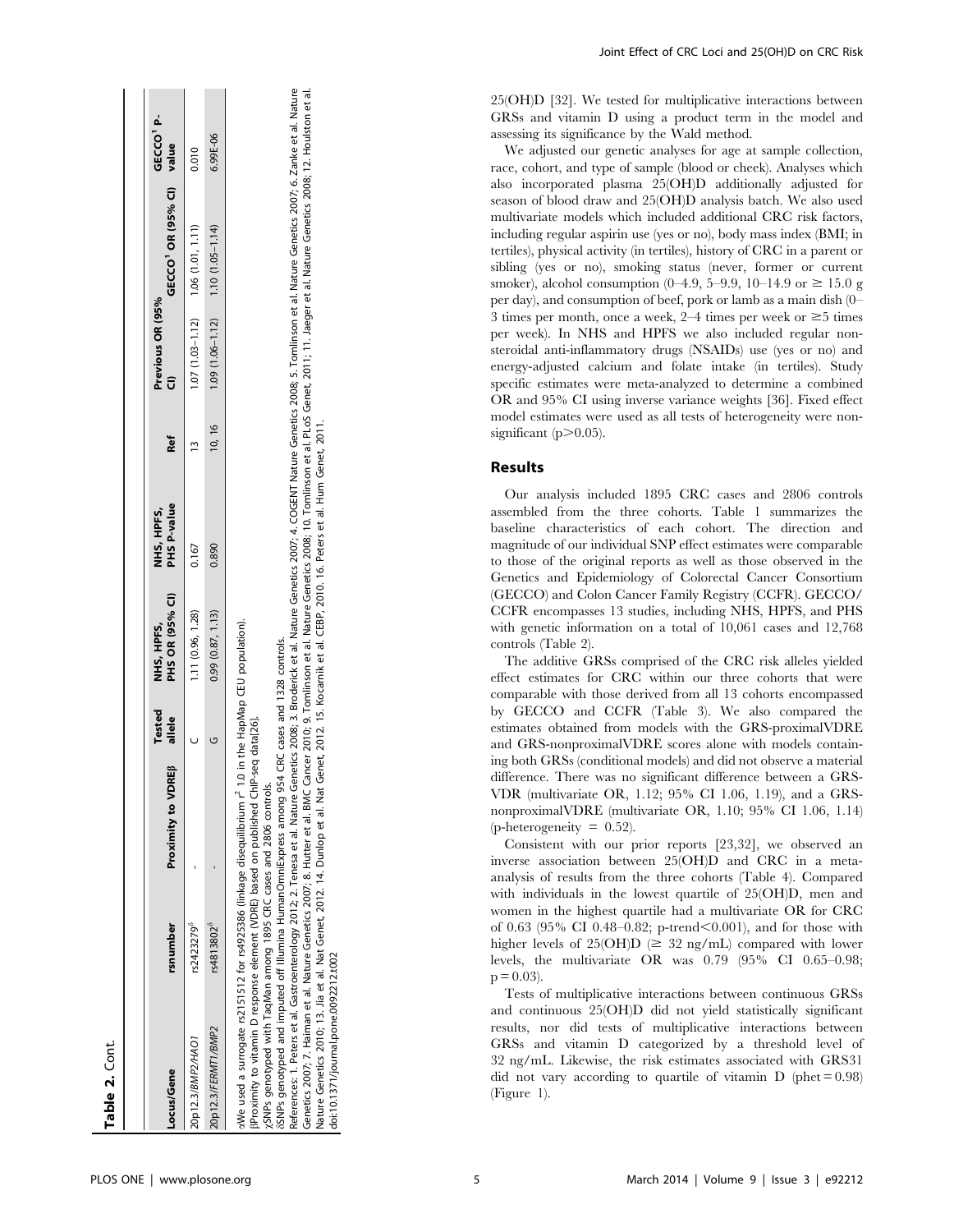**Table 2.** Cont.

| Locus/Gene | rsnumber | Proximity to VDREβ | Tested allele | NHS, HPFS, PHS OR (95% CI) | NHS, HPFS, PHS P-value | Ref | Previous OR (95% CI) | GECCO[1] OR (95% CI) | GECCO[1] P-value |
|---|---|---|---|---|---|---|---|---|---|
| 20p12.3/*BMP2/HAO1* | rs2423279δ | - | C | 1.11 (0.96, 1.28) | 0.167 | 13 | 1.07 (1.03–1.12) | 1.06 (1.01, 1.11) | 0.010 |
| 20p12.3/*FERMT1/BMP2* | rs4813802δ | - | G | 0.99 (0.87, 1.13) | 0.890 | 10, 16 | 1.09 (1.06–1.12) | 1.10 (1.05–1.14) | 6.99E-06 |

αWe used a surrogate rs2151512 for rs4925386 (linkage disequilibrium $r^2$ 1.0 in the HapMap CEU population).
βProximity to vitamin D response element (VDRE) based on published ChIP-seq data[26].
χSNPs genotyped with TaqMan among 1895 CRC cases and 2806 controls.
δSNPs genotyped and imputed off Illumina HumanOmniExpress among 954 CRC cases and 1328 controls.
References: 1. Peters et al. Gastroenterology 2012; 2. Tenesa et al. Nature Genetics 2008; 3. Broderick et al. Nature Genetics 2007; 4. COGENT Nature Genetics 2008; 5. Tomlinson et al. Nature Genetics 2007; 6. Zanke et al. Nature Genetics 2007; 7. Haiman et al. Nature Genetics 2007; 8. Hutter et al. BMC Cancer 2010; 9. Tomlinson et al. Nature Genetics 2008; 10. Tomlinson et al. PLoS Genet, 2011; 11. Jaeger et al. Nature Genetics 2008; 12. Houlston et al. Nature Genetics 2010; 13. Jia et al. Nat Genet, 2012. 14. Dunlop et al. Nat Genet, 2012. 15. Kocarnik et al. CEBP, 2010. 16. Peters et al. Hum Genet, 2011.
doi:10.1371/journal.pone.0092212.t002

25(OH)D [32]. We tested for multiplicative interactions between GRSs and vitamin D using a product term in the model and assessing its significance by the Wald method.

We adjusted our genetic analyses for age at sample collection, race, cohort, and type of sample (blood or cheek). Analyses which also incorporated plasma 25(OH)D additionally adjusted for season of blood draw and 25(OH)D analysis batch. We also used multivariate models which included additional CRC risk factors, including regular aspirin use (yes or no), body mass index (BMI; in tertiles), physical activity (in tertiles), history of CRC in a parent or sibling (yes or no), smoking status (never, former or current smoker), alcohol consumption (0–4.9, 5–9.9, 10–14.9 or ≥ 15.0 g per day), and consumption of beef, pork or lamb as a main dish (0–3 times per month, once a week, 2–4 times per week or ≥5 times per week). In NHS and HPFS we also included regular non-steroidal anti-inflammatory drugs (NSAIDs) use (yes or no) and energy-adjusted calcium and folate intake (in tertiles). Study specific estimates were meta-analyzed to determine a combined OR and 95% CI using inverse variance weights [36]. Fixed effect model estimates were used as all tests of heterogeneity were non-significant ($p > 0.05$).

## Results

Our analysis included 1895 CRC cases and 2806 controls assembled from the three cohorts. Table 1 summarizes the baseline characteristics of each cohort. The direction and magnitude of our individual SNP effect estimates were comparable to those of the original reports as well as those observed in the Genetics and Epidemiology of Colorectal Cancer Consortium (GECCO) and Colon Cancer Family Registry (CCFR). GECCO/CCFR encompasses 13 studies, including NHS, HPFS, and PHS with genetic information on a total of 10,061 cases and 12,768 controls (Table 2).

The additive GRSs comprised of the CRC risk alleles yielded effect estimates for CRC within our three cohorts that were comparable with those derived from all 13 cohorts encompassed by GECCO and CCFR (Table 3). We also compared the estimates obtained from models with the GRS-proximalVDRE and GRS-nonproximalVDRE scores alone with models containing both GRSs (conditional models) and did not observe a material difference. There was no significant difference between a GRS-VDR (multivariate OR, 1.12; 95% CI 1.06, 1.19), and a GRS-nonproximalVDRE (multivariate OR, 1.10; 95% CI 1.06, 1.14) (p-heterogeneity = 0.52).

Consistent with our prior reports [23,32], we observed an inverse association between 25(OH)D and CRC in a meta-analysis of results from the three cohorts (Table 4). Compared with individuals in the lowest quartile of 25(OH)D, men and women in the highest quartile had a multivariate OR for CRC of 0.63 (95% CI 0.48–0.82; p-trend<0.001), and for those with higher levels of 25(OH)D (≥ 32 ng/mL) compared with lower levels, the multivariate OR was 0.79 (95% CI 0.65–0.98; p = 0.03).

Tests of multiplicative interactions between continuous GRSs and continuous 25(OH)D did not yield statistically significant results, nor did tests of multiplicative interactions between GRSs and vitamin D categorized by a threshold level of 32 ng/mL. Likewise, the risk estimates associated with GRS31 did not vary according to quartile of vitamin D (phet = 0.98) (Figure 1).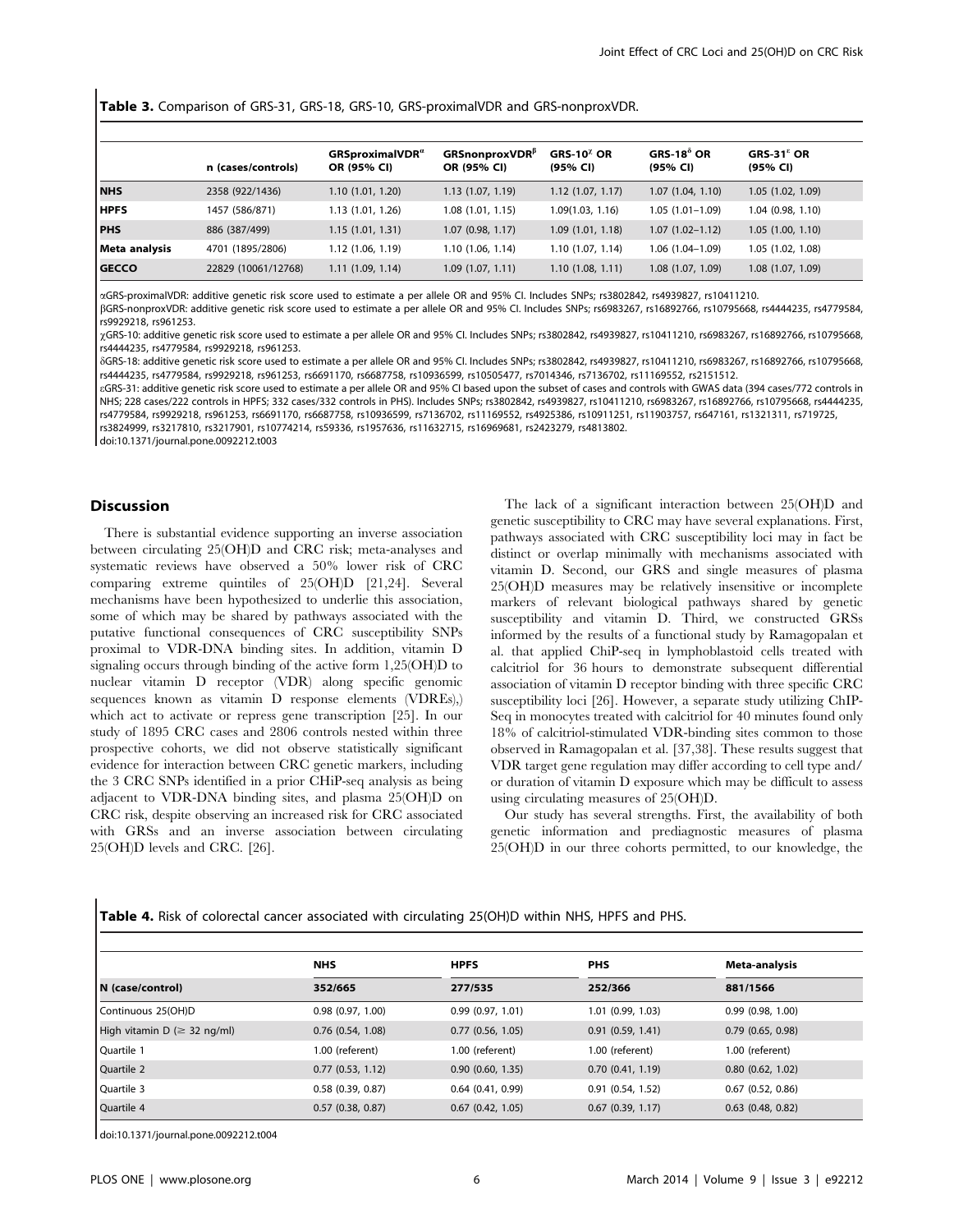**Table 3.** Comparison of GRS-31, GRS-18, GRS-10, GRS-proximalVDR and GRS-nonproxVDR.

| | n (cases/controls) | GRSproximalVDR[α] OR (95% CI) | GRSnonproxVDR[β] OR (95% CI) | GRS-10[χ] OR (95% CI) | GRS-18[δ] OR (95% CI) | GRS-31[ε] OR (95% CI) |
|---|---|---|---|---|---|---|
| **NHS** | 2358 (922/1436) | 1.10 (1.01, 1.20) | 1.13 (1.07, 1.19) | 1.12 (1.07, 1.17) | 1.07 (1.04, 1.10) | 1.05 (1.02, 1.09) |
| **HPFS** | 1457 (586/871) | 1.13 (1.01, 1.26) | 1.08 (1.01, 1.15) | 1.09(1.03, 1.16) | 1.05 (1.01–1.09) | 1.04 (0.98, 1.10) |
| **PHS** | 886 (387/499) | 1.15 (1.01, 1.31) | 1.07 (0.98, 1.17) | 1.09 (1.01, 1.18) | 1.07 (1.02–1.12) | 1.05 (1.00, 1.10) |
| **Meta analysis** | 4701 (1895/2806) | 1.12 (1.06, 1.19) | 1.10 (1.06, 1.14) | 1.10 (1.07, 1.14) | 1.06 (1.04–1.09) | 1.05 (1.02, 1.08) |
| **GECCO** | 22829 (10061/12768) | 1.11 (1.09, 1.14) | 1.09 (1.07, 1.11) | 1.10 (1.08, 1.11) | 1.08 (1.07, 1.09) | 1.08 (1.07, 1.09) |

αGRS-proximalVDR: additive genetic risk score used to estimate a per allele OR and 95% CI. Includes SNPs; rs3802842, rs4939827, rs10411210.

βGRS-nonproxVDR: additive genetic risk score used to estimate a per allele OR and 95% CI. Includes SNPs; rs6983267, rs16892766, rs10795668, rs4444235, rs4779584, rs9929218, rs961253.

χGRS-10: additive genetic risk score used to estimate a per allele OR and 95% CI. Includes SNPs; rs3802842, rs4939827, rs10411210, rs6983267, rs16892766, rs10795668, rs4444235, rs4779584, rs9929218, rs961253.

δGRS-18: additive genetic risk score used to estimate a per allele OR and 95% CI. Includes SNPs; rs3802842, rs4939827, rs10411210, rs6983267, rs16892766, rs10795668, rs4444235, rs4779584, rs9929218, rs961253, rs6691170, rs6687758, rs10936599, rs10505477, rs7014346, rs7136702, rs11169552, rs2151512.

εGRS-31: additive genetic risk score used to estimate a per allele OR and 95% CI based upon the subset of cases and controls with GWAS data (394 cases/772 controls in NHS; 228 cases/222 controls in HPFS; 332 cases/332 controls in PHS). Includes SNPs; rs3802842, rs4939827, rs10411210, rs6983267, rs16892766, rs10795668, rs4444235, rs4779584, rs9929218, rs961253, rs6691170, rs6687758, rs10936599, rs7136702, rs11169552, rs4925386, rs10911251, rs11903757, rs647161, rs1321311, rs719725, rs3824999, rs3217810, rs3217901, rs10774214, rs59336, rs1957636, rs11632715, rs16969681, rs2423279, rs4813802.

doi:10.1371/journal.pone.0092212.t003

## Discussion

There is substantial evidence supporting an inverse association between circulating 25(OH)D and CRC risk; meta-analyses and systematic reviews have observed a 50% lower risk of CRC comparing extreme quintiles of 25(OH)D [21,24]. Several mechanisms have been hypothesized to underlie this association, some of which may be shared by pathways associated with the putative functional consequences of CRC susceptibility SNPs proximal to VDR-DNA binding sites. In addition, vitamin D signaling occurs through binding of the active form 1,25(OH)D to nuclear vitamin D receptor (VDR) along specific genomic sequences known as vitamin D response elements (VDREs),) which act to activate or repress gene transcription [25]. In our study of 1895 CRC cases and 2806 controls nested within three prospective cohorts, we did not observe statistically significant evidence for interaction between CRC genetic markers, including the 3 CRC SNPs identified in a prior CHiP-seq analysis as being adjacent to VDR-DNA binding sites, and plasma 25(OH)D on CRC risk, despite observing an increased risk for CRC associated with GRSs and an inverse association between circulating 25(OH)D levels and CRC. [26].

The lack of a significant interaction between 25(OH)D and genetic susceptibility to CRC may have several explanations. First, pathways associated with CRC susceptibility loci may in fact be distinct or overlap minimally with mechanisms associated with vitamin D. Second, our GRS and single measures of plasma 25(OH)D measures may be relatively insensitive or incomplete markers of relevant biological pathways shared by genetic susceptibility and vitamin D. Third, we constructed GRSs informed by the results of a functional study by Ramagopalan et al. that applied ChiP-seq in lymphoblastoid cells treated with calcitriol for 36 hours to demonstrate subsequent differential association of vitamin D receptor binding with three specific CRC susceptibility loci [26]. However, a separate study utilizing ChIP-Seq in monocytes treated with calcitriol for 40 minutes found only 18% of calcitriol-stimulated VDR-binding sites common to those observed in Ramagopalan et al. [37,38]. These results suggest that VDR target gene regulation may differ according to cell type and/or duration of vitamin D exposure which may be difficult to assess using circulating measures of 25(OH)D.

Our study has several strengths. First, the availability of both genetic information and prediagnostic measures of plasma 25(OH)D in our three cohorts permitted, to our knowledge, the

**Table 4.** Risk of colorectal cancer associated with circulating 25(OH)D within NHS, HPFS and PHS.

| | NHS | HPFS | PHS | Meta-analysis |
|---|---|---|---|---|
| **N (case/control)** | **352/665** | **277/535** | **252/366** | **881/1566** |
| Continuous 25(OH)D | 0.98 (0.97, 1.00) | 0.99 (0.97, 1.01) | 1.01 (0.99, 1.03) | 0.99 (0.98, 1.00) |
| High vitamin D (≥ 32 ng/ml) | 0.76 (0.54, 1.08) | 0.77 (0.56, 1.05) | 0.91 (0.59, 1.41) | 0.79 (0.65, 0.98) |
| Quartile 1 | 1.00 (referent) | 1.00 (referent) | 1.00 (referent) | 1.00 (referent) |
| Quartile 2 | 0.77 (0.53, 1.12) | 0.90 (0.60, 1.35) | 0.70 (0.41, 1.19) | 0.80 (0.62, 1.02) |
| Quartile 3 | 0.58 (0.39, 0.87) | 0.64 (0.41, 0.99) | 0.91 (0.54, 1.52) | 0.67 (0.52, 0.86) |
| Quartile 4 | 0.57 (0.38, 0.87) | 0.67 (0.42, 1.05) | 0.67 (0.39, 1.17) | 0.63 (0.48, 0.82) |

doi:10.1371/journal.pone.0092212.t004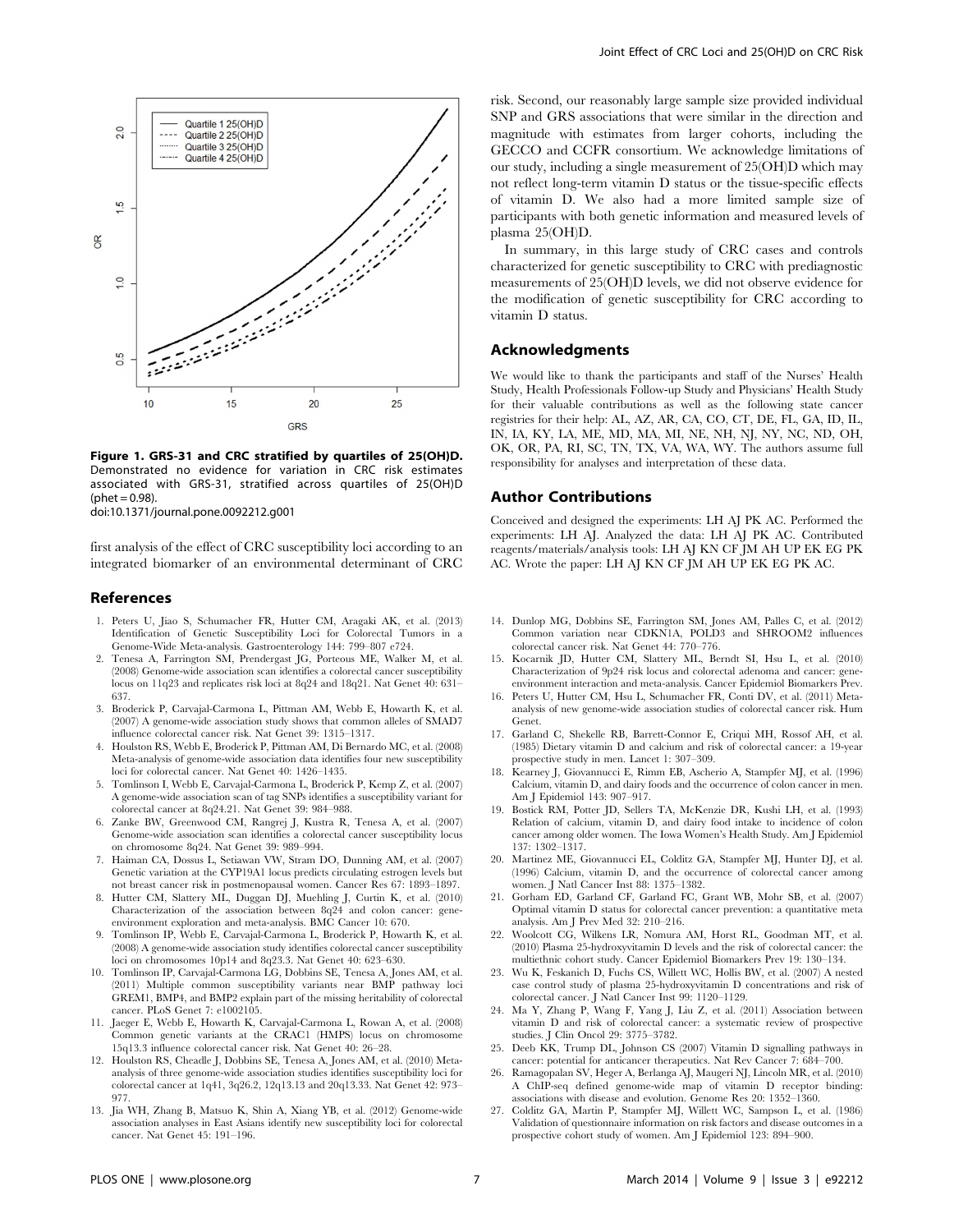Figure 1. GRS-31 and CRC stratified by quartiles of 25(OH)D. Demonstrated no evidence for variation in CRC risk estimates associated with GRS-31, stratified across quartiles of 25(OH)D (phet = 0.98).
doi:10.1371/journal.pone.0092212.g001

first analysis of the effect of CRC susceptibility loci according to an integrated biomarker of an environmental determinant of CRC risk. Second, our reasonably large sample size provided individual SNP and GRS associations that were similar in the direction and magnitude with estimates from larger cohorts, including the GECCO and CCFR consortium. We acknowledge limitations of our study, including a single measurement of 25(OH)D which may not reflect long-term vitamin D status or the tissue-specific effects of vitamin D. We also had a more limited sample size of participants with both genetic information and measured levels of plasma 25(OH)D.

In summary, in this large study of CRC cases and controls characterized for genetic susceptibility to CRC with prediagnostic measurements of 25(OH)D levels, we did not observe evidence for the modification of genetic susceptibility for CRC according to vitamin D status.

## Acknowledgments

We would like to thank the participants and staff of the Nurses' Health Study, Health Professionals Follow-up Study and Physicians' Health Study for their valuable contributions as well as the following state cancer registries for their help: AL, AZ, AR, CA, CO, CT, DE, FL, GA, ID, IL, IN, IA, KY, LA, ME, MD, MA, MI, NE, NH, NJ, NY, NC, ND, OH, OK, OR, PA, RI, SC, TN, TX, VA, WA, WY. The authors assume full responsibility for analyses and interpretation of these data.

## Author Contributions

Conceived and designed the experiments: LH AJ PK AC. Performed the experiments: LH AJ. Analyzed the data: LH AJ PK AC. Contributed reagents/materials/analysis tools: LH AJ KN CF JM AH UP EK EG PK AC. Wrote the paper: LH AJ KN CF JM AH UP EK EG PK AC.

## References

1. Peters U, Jiao S, Schumacher FR, Hutter CM, Aragaki AK, et al. (2013) Identification of Genetic Susceptibility Loci for Colorectal Tumors in a Genome-Wide Meta-analysis. Gastroenterology 144: 799–807 e724.
2. Tenesa A, Farrington SM, Prendergast JG, Porteous ME, Walker M, et al. (2008) Genome-wide association scan identifies a colorectal cancer susceptibility locus on 11q23 and replicates risk loci at 8q24 and 18q21. Nat Genet 40: 631–637.
3. Broderick P, Carvajal-Carmona L, Pittman AM, Webb E, Howarth K, et al. (2007) A genome-wide association study shows that common alleles of SMAD7 influence colorectal cancer risk. Nat Genet 39: 1315–1317.
4. Houlston RS, Webb E, Broderick P, Pittman AM, Di Bernardo MC, et al. (2008) Meta-analysis of genome-wide association data identifies four new susceptibility loci for colorectal cancer. Nat Genet 40: 1426–1435.
5. Tomlinson I, Webb E, Carvajal-Carmona L, Broderick P, Kemp Z, et al. (2007) A genome-wide association scan of tag SNPs identifies a susceptibility variant for colorectal cancer at 8q24.21. Nat Genet 39: 984–988.
6. Zanke BW, Greenwood CM, Rangrej J, Kustra R, Tenesa A, et al. (2007) Genome-wide association scan identifies a colorectal cancer susceptibility locus on chromosome 8q24. Nat Genet 39: 989–994.
7. Haiman CA, Dossus L, Setiawan VW, Stram DO, Dunning AM, et al. (2007) Genetic variation at the CYP19A1 locus predicts circulating estrogen levels but not breast cancer risk in postmenopausal women. Cancer Res 67: 1893–1897.
8. Hutter CM, Slattery ML, Duggan DJ, Muehling J, Curtin K, et al. (2010) Characterization of the association between 8q24 and colon cancer: gene-environment exploration and meta-analysis. BMC Cancer 10: 670.
9. Tomlinson IP, Webb E, Carvajal-Carmona L, Broderick P, Howarth K, et al. (2008) A genome-wide association study identifies colorectal cancer susceptibility loci on chromosomes 10p14 and 8q23.3. Nat Genet 40: 623–630.
10. Tomlinson IP, Carvajal-Carmona LG, Dobbins SE, Tenesa A, Jones AM, et al. (2011) Multiple common susceptibility variants near BMP pathway loci GREM1, BMP4, and BMP2 explain part of the missing heritability of colorectal cancer. PLoS Genet 7: e1002105.
11. Jaeger E, Webb E, Howarth K, Carvajal-Carmona L, Rowan A, et al. (2008) Common genetic variants at the CRAC1 (HMPS) locus on chromosome 15q13.3 influence colorectal cancer risk. Nat Genet 40: 26–28.
12. Houlston RS, Cheadle J, Dobbins SE, Tenesa A, Jones AM, et al. (2010) Meta-analysis of three genome-wide association studies identifies susceptibility loci for colorectal cancer at 1q41, 3q26.2, 12q13.13 and 20q13.33. Nat Genet 42: 973–977.
13. Jia WH, Zhang B, Matsuo K, Shin A, Xiang YB, et al. (2012) Genome-wide association analyses in East Asians identify new susceptibility loci for colorectal cancer. Nat Genet 45: 191–196.
14. Dunlop MG, Dobbins SE, Farrington SM, Jones AM, Palles C, et al. (2012) Common variation near CDKN1A, POLD3 and SHROOM2 influences colorectal cancer risk. Nat Genet 44: 770–776.
15. Kocarnik JD, Hutter CM, Slattery ML, Berndt SI, Hsu L, et al. (2010) Characterization of 9p24 risk locus and colorectal adenoma and cancer: gene-environment interaction and meta-analysis. Cancer Epidemiol Biomarkers Prev.
16. Peters U, Hutter CM, Hsu L, Schumacher FR, Conti DV, et al. (2011) Meta-analysis of new genome-wide association studies of colorectal cancer risk. Hum Genet.
17. Garland C, Shekelle RB, Barrett-Connor E, Criqui MH, Rossof AH, et al. (1985) Dietary vitamin D and calcium and risk of colorectal cancer: a 19-year prospective study in men. Lancet 1: 307–309.
18. Kearney J, Giovannucci E, Rimm EB, Ascherio A, Stampfer MJ, et al. (1996) Calcium, vitamin D, and dairy foods and the occurrence of colon cancer in men. Am J Epidemiol 143: 907–917.
19. Bostick RM, Potter JD, Sellers TA, McKenzie DR, Kushi LH, et al. (1993) Relation of calcium, vitamin D, and dairy food intake to incidence of colon cancer among older women. The Iowa Women's Health Study. Am J Epidemiol 137: 1302–1317.
20. Martinez ME, Giovannucci EL, Colditz GA, Stampfer MJ, Hunter DJ, et al. (1996) Calcium, vitamin D, and the occurrence of colorectal cancer among women. J Natl Cancer Inst 88: 1375–1382.
21. Gorham ED, Garland CF, Garland FC, Grant WB, Mohr SB, et al. (2007) Optimal vitamin D status for colorectal cancer prevention: a quantitative meta analysis. Am J Prev Med 32: 210–216.
22. Woolcott CG, Wilkens LR, Nomura AM, Horst RL, Goodman MT, et al. (2010) Plasma 25-hydroxyvitamin D levels and the risk of colorectal cancer: the multiethnic cohort study. Cancer Epidemiol Biomarkers Prev 19: 130–134.
23. Wu K, Feskanich D, Fuchs CS, Willett WC, Hollis BW, et al. (2007) A nested case control study of plasma 25-hydroxyvitamin D concentrations and risk of colorectal cancer. J Natl Cancer Inst 99: 1120–1129.
24. Ma Y, Zhang P, Wang F, Yang J, Liu Z, et al. (2011) Association between vitamin D and risk of colorectal cancer: a systematic review of prospective studies. J Clin Oncol 29: 3775–3782.
25. Deeb KK, Trump DL, Johnson CS (2007) Vitamin D signalling pathways in cancer: potential for anticancer therapeutics. Nat Rev Cancer 7: 684–700.
26. Ramagopalan SV, Heger A, Berlanga AJ, Maugeri NJ, Lincoln MR, et al. (2010) A ChIP-seq defined genome-wide map of vitamin D receptor binding: associations with disease and evolution. Genome Res 20: 1352–1360.
27. Colditz GA, Martin P, Stampfer MJ, Willett WC, Sampson L, et al. (1986) Validation of questionnaire information on risk factors and disease outcomes in a prospective cohort study of women. Am J Epidemiol 123: 894–900.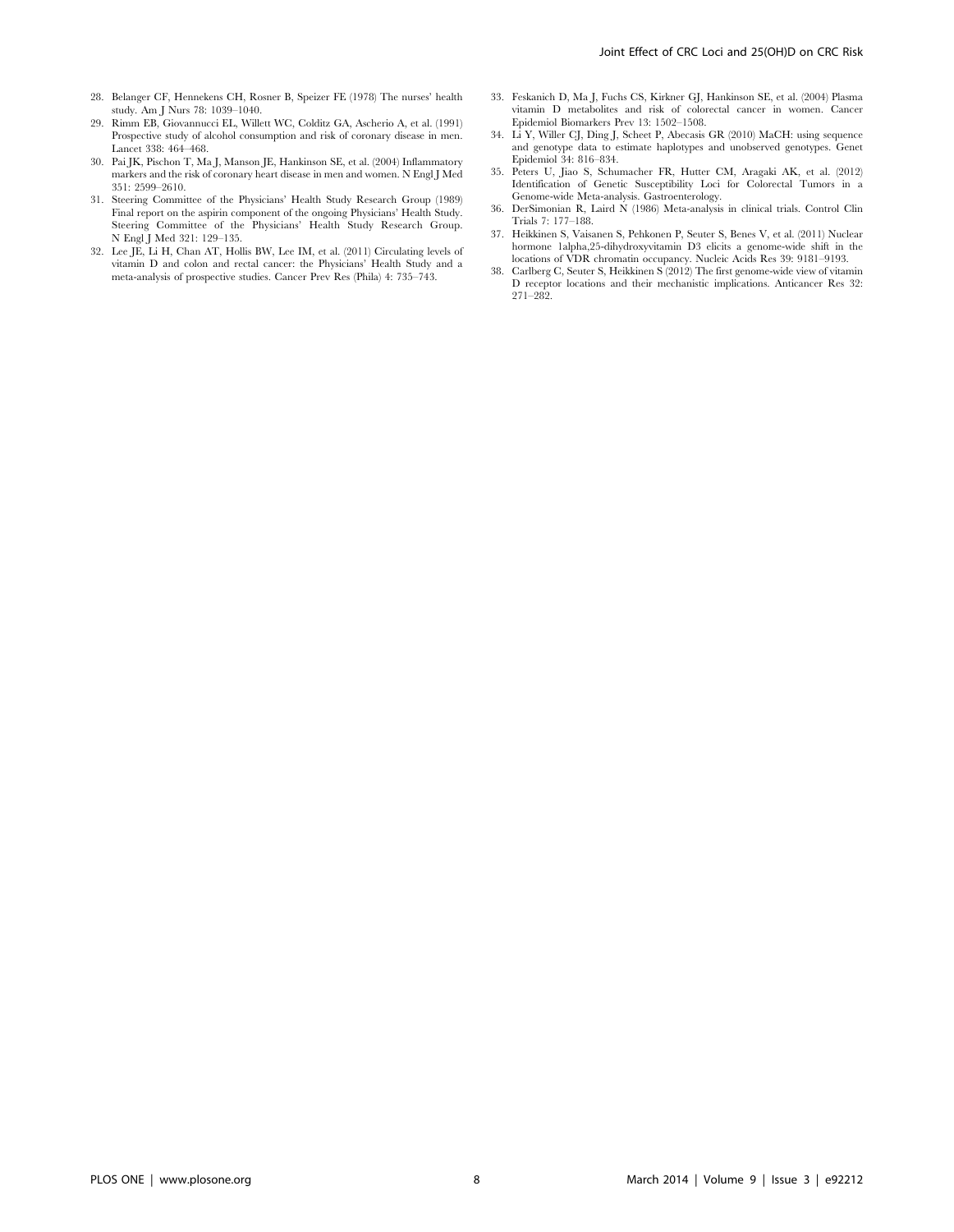28. Belanger CF, Hennekens CH, Rosner B, Speizer FE (1978) The nurses' health study. Am J Nurs 78: 1039–1040.
29. Rimm EB, Giovannucci EL, Willett WC, Colditz GA, Ascherio A, et al. (1991) Prospective study of alcohol consumption and risk of coronary disease in men. Lancet 338: 464–468.
30. Pai JK, Pischon T, Ma J, Manson JE, Hankinson SE, et al. (2004) Inflammatory markers and the risk of coronary heart disease in men and women. N Engl J Med 351: 2599–2610.
31. Steering Committee of the Physicians' Health Study Research Group (1989) Final report on the aspirin component of the ongoing Physicians' Health Study. Steering Committee of the Physicians' Health Study Research Group. N Engl J Med 321: 129–135.
32. Lee JE, Li H, Chan AT, Hollis BW, Lee IM, et al. (2011) Circulating levels of vitamin D and colon and rectal cancer: the Physicians' Health Study and a meta-analysis of prospective studies. Cancer Prev Res (Phila) 4: 735–743.
33. Feskanich D, Ma J, Fuchs CS, Kirkner GJ, Hankinson SE, et al. (2004) Plasma vitamin D metabolites and risk of colorectal cancer in women. Cancer Epidemiol Biomarkers Prev 13: 1502–1508.
34. Li Y, Willer CJ, Ding J, Scheet P, Abecasis GR (2010) MaCH: using sequence and genotype data to estimate haplotypes and unobserved genotypes. Genet Epidemiol 34: 816–834.
35. Peters U, Jiao S, Schumacher FR, Hutter CM, Aragaki AK, et al. (2012) Identification of Genetic Susceptibility Loci for Colorectal Tumors in a Genome-wide Meta-analysis. Gastroenterology.
36. DerSimonian R, Laird N (1986) Meta-analysis in clinical trials. Control Clin Trials 7: 177–188.
37. Heikkinen S, Vaisanen S, Pehkonen P, Seuter S, Benes V, et al. (2011) Nuclear hormone 1alpha,25-dihydroxyvitamin D3 elicits a genome-wide shift in the locations of VDR chromatin occupancy. Nucleic Acids Res 39: 9181–9193.
38. Carlberg C, Seuter S, Heikkinen S (2012) The first genome-wide view of vitamin D receptor locations and their mechanistic implications. Anticancer Res 32: 271–282.